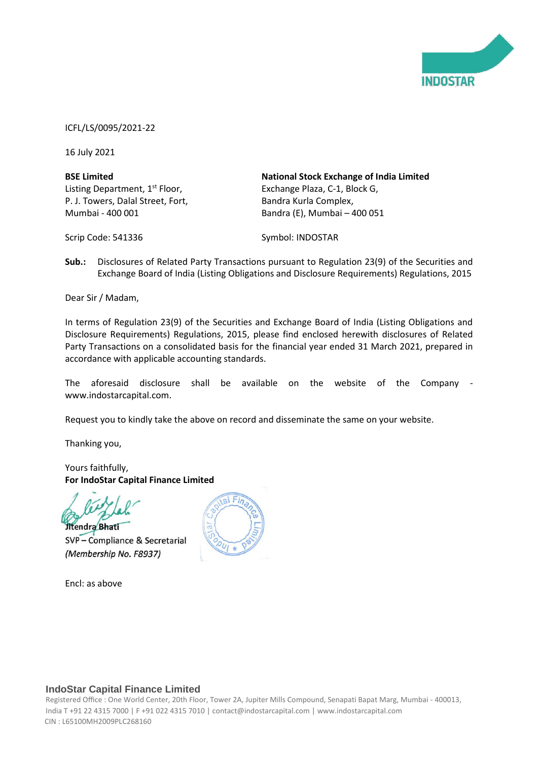ICFL/LS/0095/2021-22

16 July 2021

**BSE Limited**
Listing Department, 1st Floor,
P. J. Towers, Dalal Street, Fort,
Mumbai - 400 001

Scrip Code: 541336

**National Stock Exchange of India Limited**
Exchange Plaza, C-1, Block G,
Bandra Kurla Complex,
Bandra (E), Mumbai – 400 051

Symbol: INDOSTAR

**Sub.:** Disclosures of Related Party Transactions pursuant to Regulation 23(9) of the Securities and Exchange Board of India (Listing Obligations and Disclosure Requirements) Regulations, 2015

Dear Sir / Madam,

In terms of Regulation 23(9) of the Securities and Exchange Board of India (Listing Obligations and Disclosure Requirements) Regulations, 2015, please find enclosed herewith disclosures of Related Party Transactions on a consolidated basis for the financial year ended 31 March 2021, prepared in accordance with applicable accounting standards.

The aforesaid disclosure shall be available on the website of the Company - www.indostarcapital.com.

Request you to kindly take the above on record and disseminate the same on your website.

Thanking you,

Yours faithfully,
**For IndoStar Capital Finance Limited**

Jitendra Bhati
SVP – Compliance & Secretarial
*(Membership No. F8937)*

Encl: as above

**IndoStar Capital Finance Limited**
Registered Office : One World Center, 20th Floor, Tower 2A, Jupiter Mills Compound, Senapati Bapat Marg, Mumbai - 400013, India T +91 22 4315 7000 | F +91 022 4315 7010 | contact@indostarcapital.com | www.indostarcapital.com
CIN : L65100MH2009PLC268160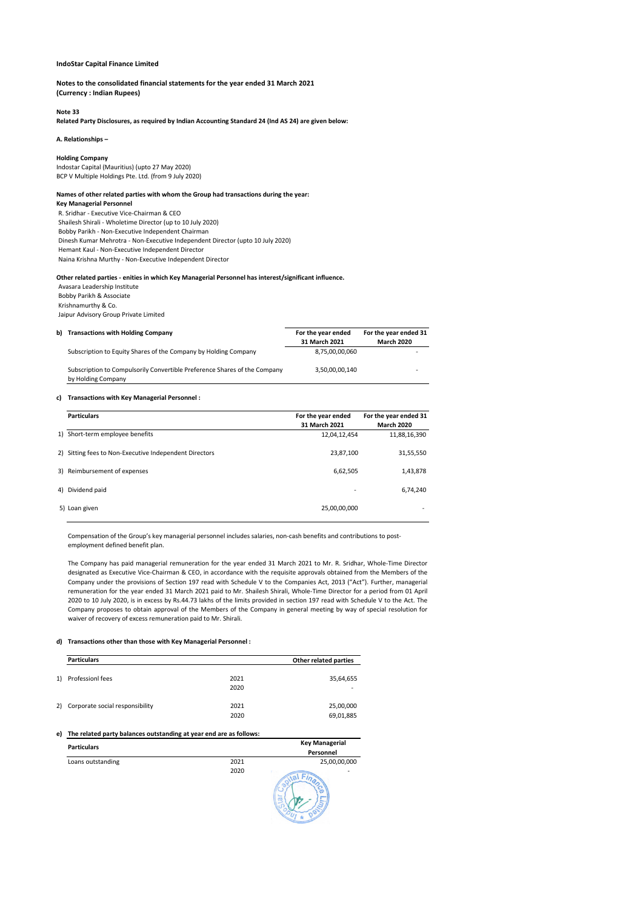**IndoStar Capital Finance Limited**

**Notes to the consolidated financial statements for the year ended 31 March 2021**
**(Currency : Indian Rupees)**

**Note 33**

**Related Party Disclosures, as required by Indian Accounting Standard 24 (Ind AS 24) are given below:**

**A. Relationships –**

**Holding Company**
Indostar Capital (Mauritius) (upto 27 May 2020)
BCP V Multiple Holdings Pte. Ltd. (from 9 July 2020)

**Names of other related parties with whom the Group had transactions during the year:**
**Key Managerial Personnel**
R. Sridhar - Executive Vice-Chairman & CEO
Shailesh Shirali - Wholetime Director (up to 10 July 2020)
Bobby Parikh - Non-Executive Independent Chairman
Dinesh Kumar Mehrotra - Non-Executive Independent Director (upto 10 July 2020)
Hemant Kaul - Non-Executive Independent Director
Naina Krishna Murthy - Non-Executive Independent Director

**Other related parties - entities in which Key Managerial Personnel has interest/significant influence.**
Avasara Leadership Institute
Bobby Parikh & Associate
Krishnamurthy & Co.
Jaipur Advisory Group Private Limited

| b) Transactions with Holding Company | For the year ended 31 March 2021 | For the year ended 31 March 2020 |
|---|---|---|
| Subscription to Equity Shares of the Company by Holding Company | 8,75,00,00,060 | - |
| Subscription to Compulsorily Convertible Preference Shares of the Company by Holding Company | 3,50,00,00,140 | - |

**c) Transactions with Key Managerial Personnel :**

| | Particulars | For the year ended 31 March 2021 | For the year ended 31 March 2020 |
|---|---|---|---|
| 1) | Short-term employee benefits | 12,04,12,454 | 11,88,16,390 |
| 2) | Sitting fees to Non-Executive Independent Directors | 23,87,100 | 31,55,550 |
| 3) | Reimbursement of expenses | 6,62,505 | 1,43,878 |
| 4) | Dividend paid | - | 6,74,240 |
| 5) | Loan given | 25,00,00,000 | - |

Compensation of the Group's key managerial personnel includes salaries, non-cash benefits and contributions to post-employment defined benefit plan.

The Company has paid managerial remuneration for the year ended 31 March 2021 to Mr. R. Sridhar, Whole-Time Director designated as Executive Vice-Chairman & CEO, in accordance with the requisite approvals obtained from the Members of the Company under the provisions of Section 197 read with Schedule V to the Companies Act, 2013 ("Act"). Further, managerial remuneration for the year ended 31 March 2021 paid to Mr. Shailesh Shirali, Whole-Time Director for a period from 01 April 2020 to 10 July 2020, is in excess by Rs.44.73 lakhs of the limits provided in section 197 read with Schedule V to the Act. The Company proposes to obtain approval of the Members of the Company in general meeting by way of special resolution for waiver of recovery of excess remuneration paid to Mr. Shirali.

**d) Transactions other than those with Key Managerial Personnel :**

| | Particulars | | Other related parties |
|---|---|---|---|
| 1) | Professionl fees | 2021 | 35,64,655 |
| | | 2020 | - |
| 2) | Corporate social responsibility | 2021 | 25,00,000 |
| | | 2020 | 69,01,885 |

**e) The related party balances outstanding at year end are as follows:**

| Particulars | | Key Managerial Personnel |
|---|---|---|
| Loans outstanding | 2021 | 25,00,00,000 |
| | 2020 | - |